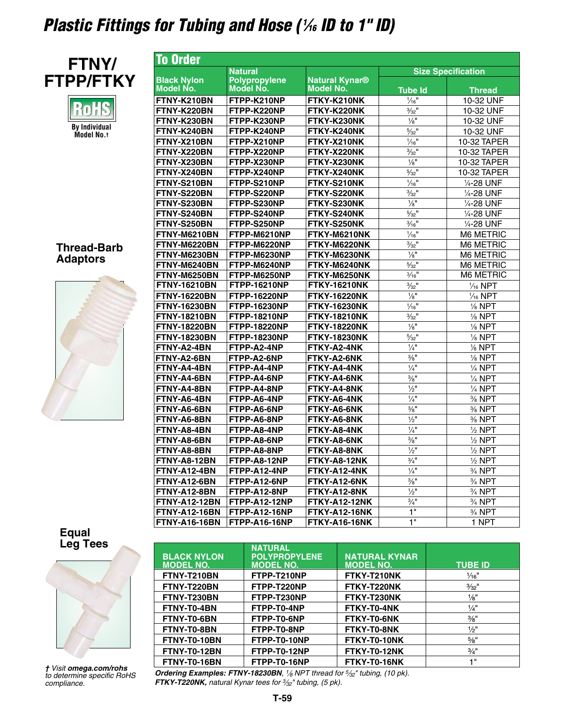# Plastic Fittings for Tubing and Hose (1⁄16 ID to 1" ID)

## FTNY/FTPP/FTKY

RoHS
By Individual Model No.†

### Thread-Barb Adaptors

## To Order

| Black Nylon Model No. | Natural Polypropylene Model No. | Natural Kynar® Model No. | Size Specification | |
|---|---|---|---|---|
| | | | Tube Id | Thread |
| FTNY-K210BN | FTPP-K210NP | FTKY-K210NK | 1⁄16" | 10-32 UNF |
| FTNY-K220BN | FTPP-K220NP | FTKY-K220NK | 3⁄32" | 10-32 UNF |
| FTNY-K230BN | FTPP-K230NP | FTKY-K230NK | 1⁄8" | 10-32 UNF |
| FTNY-K240BN | FTPP-K240NP | FTKY-K240NK | 5⁄32" | 10-32 UNF |
| FTNY-X210BN | FTPP-X210NP | FTKY-X210NK | 1⁄16" | 10-32 TAPER |
| FTNY-X220BN | FTPP-X220NP | FTKY-X220NK | 3⁄32" | 10-32 TAPER |
| FTNY-X230BN | FTPP-X230NP | FTKY-X230NK | 1⁄8" | 10-32 TAPER |
| FTNY-X240BN | FTPP-X240NP | FTKY-X240NK | 5⁄32" | 10-32 TAPER |
| FTNY-S210BN | FTPP-S210NP | FTKY-S210NK | 1⁄16" | 1⁄4-28 UNF |
| FTNY-S220BN | FTPP-S220NP | FTKY-S220NK | 3⁄32" | 1⁄4-28 UNF |
| FTNY-S230BN | FTPP-S230NP | FTKY-S230NK | 1⁄8" | 1⁄4-28 UNF |
| FTNY-S240BN | FTPP-S240NP | FTKY-S240NK | 5⁄32" | 1⁄4-28 UNF |
| FTNY-S250BN | FTPP-S250NP | FTKY-S250NK | 3⁄16" | 1⁄4-28 UNF |
| FTNY-M6210BN | FTPP-M6210NP | FTKY-M6210NK | 1⁄16" | M6 METRIC |
| FTNY-M6220BN | FTPP-M6220NP | FTKY-M6220NK | 3⁄32" | M6 METRIC |
| FTNY-M6230BN | FTPP-M6230NP | FTKY-M6230NK | 1⁄8" | M6 METRIC |
| FTNY-M6240BN | FTPP-M6240NP | FTKY-M6240NK | 5⁄32" | M6 METRIC |
| FTNY-M6250BN | FTPP-M6250NP | FTKY-M6250NK | 3⁄16" | M6 METRIC |
| FTNY-16210BN | FTPP-16210NP | FTKY-16210NK | 3⁄32" | 1⁄16 NPT |
| FTNY-16220BN | FTPP-16220NP | FTKY-16220NK | 1⁄8" | 1⁄16 NPT |
| FTNY-16230BN | FTPP-16230NP | FTKY-16230NK | 1⁄16" | 1⁄8 NPT |
| FTNY-18210BN | FTPP-18210NP | FTKY-18210NK | 3⁄32" | 1⁄8 NPT |
| FTNY-18220BN | FTPP-18220NP | FTKY-18220NK | 1⁄8" | 1⁄8 NPT |
| FTNY-18230BN | FTPP-18230NP | FTKY-18230NK | 5⁄32" | 1⁄8 NPT |
| FTNY-A2-4BN | FTPP-A2-4NP | FTKY-A2-4NK | 1⁄4" | 1⁄8 NPT |
| FTNY-A2-6BN | FTPP-A2-6NP | FTKY-A2-6NK | 3⁄8" | 1⁄8 NPT |
| FTNY-A4-4BN | FTPP-A4-4NP | FTKY-A4-4NK | 1⁄4" | 1⁄4 NPT |
| FTNY-A4-6BN | FTPP-A4-6NP | FTKY-A4-6NK | 3⁄8" | 1⁄4 NPT |
| FTNY-A4-8BN | FTPP-A4-8NP | FTKY-A4-8NK | 1⁄2" | 1⁄4 NPT |
| FTNY-A6-4BN | FTPP-A6-4NP | FTKY-A6-4NK | 1⁄4" | 3⁄8 NPT |
| FTNY-A6-6BN | FTPP-A6-6NP | FTKY-A6-6NK | 3⁄8" | 3⁄8 NPT |
| FTNY-A6-8BN | FTPP-A6-8NP | FTKY-A6-8NK | 1⁄2" | 3⁄8 NPT |
| FTNY-A8-4BN | FTPP-A8-4NP | FTKY-A8-4NK | 1⁄4" | 1⁄2 NPT |
| FTNY-A8-6BN | FTPP-A8-6NP | FTKY-A8-6NK | 3⁄8" | 1⁄2 NPT |
| FTNY-A8-8BN | FTPP-A8-8NP | FTKY-A8-8NK | 1⁄2" | 1⁄2 NPT |
| FTNY-A8-12BN | FTPP-A8-12NP | FTKY-A8-12NK | 3⁄4" | 1⁄2 NPT |
| FTNY-A12-4BN | FTPP-A12-4NP | FTKY-A12-4NK | 1⁄4" | 3⁄4 NPT |
| FTNY-A12-6BN | FTPP-A12-6NP | FTKY-A12-6NK | 3⁄8" | 3⁄4 NPT |
| FTNY-A12-8BN | FTPP-A12-8NP | FTKY-A12-8NK | 1⁄2" | 3⁄4 NPT |
| FTNY-A12-12BN | FTPP-A12-12NP | FTKY-A12-12NK | 3⁄4" | 3⁄4 NPT |
| FTNY-A12-16BN | FTPP-A12-16NP | FTKY-A12-16NK | 1" | 3⁄4 NPT |
| FTNY-A16-16BN | FTPP-A16-16NP | FTKY-A16-16NK | 1" | 1 NPT |

### Equal Leg Tees

| BLACK NYLON MODEL NO. | NATURAL POLYPROPYLENE MODEL NO. | NATURAL KYNAR MODEL NO. | TUBE ID |
|---|---|---|---|
| FTNY-T210BN | FTPP-T210NP | FTKY-T210NK | 1⁄16" |
| FTNY-T220BN | FTPP-T220NP | FTKY-T220NK | 3⁄32" |
| FTNY-T230BN | FTPP-T230NP | FTKY-T230NK | 1⁄8" |
| FTNY-T0-4BN | FTPP-T0-4NP | FTKY-T0-4NK | 1⁄4" |
| FTNY-T0-6BN | FTPP-T0-6NP | FTKY-T0-6NK | 3⁄8" |
| FTNY-T0-8BN | FTPP-T0-8NP | FTKY-T0-8NK | 1⁄2" |
| FTNY-T0-10BN | FTPP-T0-10NP | FTKY-T0-10NK | 5⁄8" |
| FTNY-T0-12BN | FTPP-T0-12NP | FTKY-T0-12NK | 3⁄4" |
| FTNY-T0-16BN | FTPP-T0-16NP | FTKY-T0-16NK | 1" |

***Ordering Examples: FTNY-18230BN**, 1⁄8 NPT thread for 5⁄32" tubing, (10 pk).*
***FTKY-T220NK,** natural Kynar tees for 3⁄32" tubing, (5 pk).*

*† Visit **omega.com/rohs** to determine specific RoHS compliance.*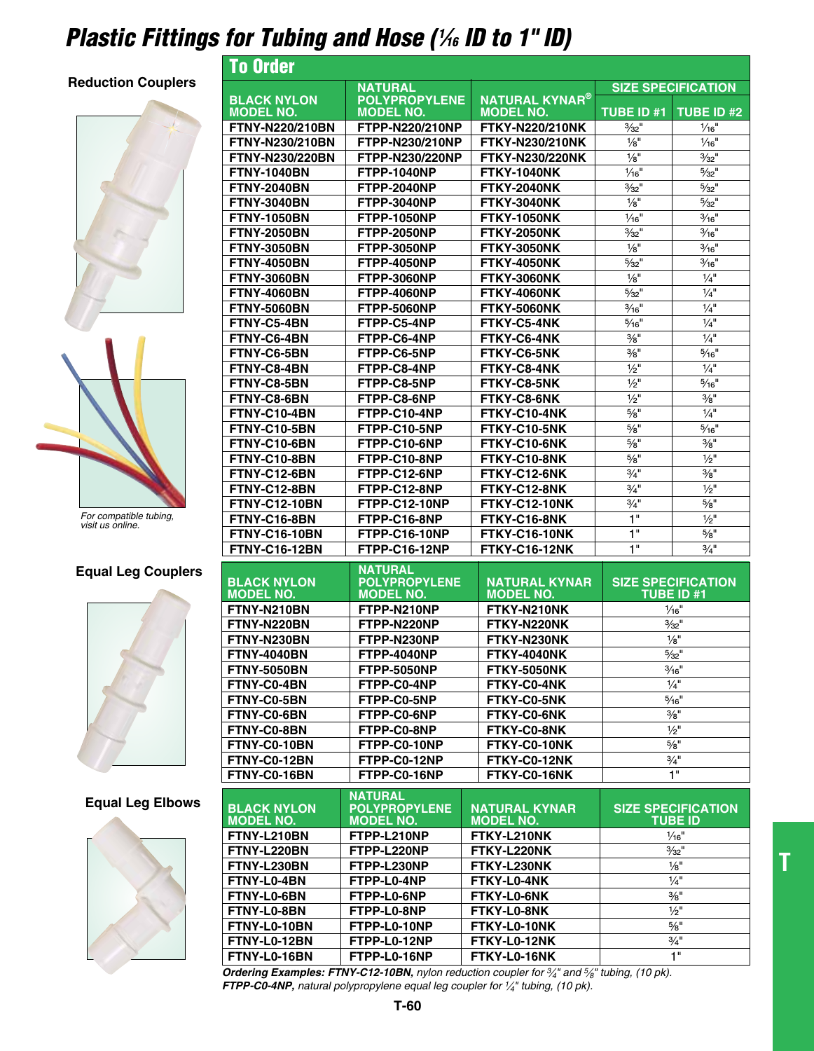# Plastic Fittings for Tubing and Hose (1⁄16 ID to 1" ID)

## To Order

### Reduction Couplers

*For compatible tubing, visit us online.*

| BLACK NYLON MODEL NO. | NATURAL POLYPROPYLENE MODEL NO. | NATURAL KYNAR® MODEL NO. | SIZE SPECIFICATION | |
|---|---|---|---|---|
| | | | TUBE ID #1 | TUBE ID #2 |
| FTNY-N220/210BN | FTPP-N220/210NP | FTKY-N220/210NK | 3⁄32" | 1⁄16" |
| FTNY-N230/210BN | FTPP-N230/210NP | FTKY-N230/210NK | 1⁄8" | 1⁄16" |
| FTNY-N230/220BN | FTPP-N230/220NP | FTKY-N230/220NK | 1⁄8" | 3⁄32" |
| FTNY-1040BN | FTPP-1040NP | FTKY-1040NK | 1⁄16" | 5⁄32" |
| FTNY-2040BN | FTPP-2040NP | FTKY-2040NK | 3⁄32" | 5⁄32" |
| FTNY-3040BN | FTPP-3040NP | FTKY-3040NK | 1⁄8" | 5⁄32" |
| FTNY-1050BN | FTPP-1050NP | FTKY-1050NK | 1⁄16" | 3⁄16" |
| FTNY-2050BN | FTPP-2050NP | FTKY-2050NK | 3⁄32" | 3⁄16" |
| FTNY-3050BN | FTPP-3050NP | FTKY-3050NK | 1⁄8" | 3⁄16" |
| FTNY-4050BN | FTPP-4050NP | FTKY-4050NK | 5⁄32" | 3⁄16" |
| FTNY-3060BN | FTPP-3060NP | FTKY-3060NK | 1⁄8" | 1⁄4" |
| FTNY-4060BN | FTPP-4060NP | FTKY-4060NK | 5⁄32" | 1⁄4" |
| FTNY-5060BN | FTPP-5060NP | FTKY-5060NK | 3⁄16" | 1⁄4" |
| FTNY-C5-4BN | FTPP-C5-4NP | FTKY-C5-4NK | 5⁄16" | 1⁄4" |
| FTNY-C6-4BN | FTPP-C6-4NP | FTKY-C6-4NK | 3⁄8" | 1⁄4" |
| FTNY-C6-5BN | FTPP-C6-5NP | FTKY-C6-5NK | 3⁄8" | 5⁄16" |
| FTNY-C8-4BN | FTPP-C8-4NP | FTKY-C8-4NK | 1⁄2" | 1⁄4" |
| FTNY-C8-5BN | FTPP-C8-5NP | FTKY-C8-5NK | 1⁄2" | 5⁄16" |
| FTNY-C8-6BN | FTPP-C8-6NP | FTKY-C8-6NK | 1⁄2" | 3⁄8" |
| FTNY-C10-4BN | FTPP-C10-4NP | FTKY-C10-4NK | 5⁄8" | 1⁄4" |
| FTNY-C10-5BN | FTPP-C10-5NP | FTKY-C10-5NK | 5⁄8" | 5⁄16" |
| FTNY-C10-6BN | FTPP-C10-6NP | FTKY-C10-6NK | 5⁄8" | 3⁄8" |
| FTNY-C10-8BN | FTPP-C10-8NP | FTKY-C10-8NK | 5⁄8" | 1⁄2" |
| FTNY-C12-6BN | FTPP-C12-6NP | FTKY-C12-6NK | 3⁄4" | 3⁄8" |
| FTNY-C12-8BN | FTPP-C12-8NP | FTKY-C12-8NK | 3⁄4" | 1⁄2" |
| FTNY-C12-10BN | FTPP-C12-10NP | FTKY-C12-10NK | 3⁄4" | 5⁄8" |
| FTNY-C16-8BN | FTPP-C16-8NP | FTKY-C16-8NK | 1" | 1⁄2" |
| FTNY-C16-10BN | FTPP-C16-10NP | FTKY-C16-10NK | 1" | 5⁄8" |
| FTNY-C16-12BN | FTPP-C16-12NP | FTKY-C16-12NK | 1" | 3⁄4" |

### Equal Leg Couplers

| BLACK NYLON MODEL NO. | NATURAL POLYPROPYLENE MODEL NO. | NATURAL KYNAR MODEL NO. | SIZE SPECIFICATION TUBE ID #1 |
|---|---|---|---|
| FTNY-N210BN | FTPP-N210NP | FTKY-N210NK | 1⁄16" |
| FTNY-N220BN | FTPP-N220NP | FTKY-N220NK | 3⁄32" |
| FTNY-N230BN | FTPP-N230NP | FTKY-N230NK | 1⁄8" |
| FTNY-4040BN | FTPP-4040NP | FTKY-4040NK | 5⁄32" |
| FTNY-5050BN | FTPP-5050NP | FTKY-5050NK | 3⁄16" |
| FTNY-C0-4BN | FTPP-C0-4NP | FTKY-C0-4NK | 1⁄4" |
| FTNY-C0-5BN | FTPP-C0-5NP | FTKY-C0-5NK | 5⁄16" |
| FTNY-C0-6BN | FTPP-C0-6NP | FTKY-C0-6NK | 3⁄8" |
| FTNY-C0-8BN | FTPP-C0-8NP | FTKY-C0-8NK | 1⁄2" |
| FTNY-C0-10BN | FTPP-C0-10NP | FTKY-C0-10NK | 5⁄8" |
| FTNY-C0-12BN | FTPP-C0-12NP | FTKY-C0-12NK | 3⁄4" |
| FTNY-C0-16BN | FTPP-C0-16NP | FTKY-C0-16NK | 1" |

### Equal Leg Elbows

| BLACK NYLON MODEL NO. | NATURAL POLYPROPYLENE MODEL NO. | NATURAL KYNAR MODEL NO. | SIZE SPECIFICATION TUBE ID |
|---|---|---|---|
| FTNY-L210BN | FTPP-L210NP | FTKY-L210NK | 1⁄16" |
| FTNY-L220BN | FTPP-L220NP | FTKY-L220NK | 3⁄32" |
| FTNY-L230BN | FTPP-L230NP | FTKY-L230NK | 1⁄8" |
| FTNY-L0-4BN | FTPP-L0-4NP | FTKY-L0-4NK | 1⁄4" |
| FTNY-L0-6BN | FTPP-L0-6NP | FTKY-L0-6NK | 3⁄8" |
| FTNY-L0-8BN | FTPP-L0-8NP | FTKY-L0-8NK | 1⁄2" |
| FTNY-L0-10BN | FTPP-L0-10NP | FTKY-L0-10NK | 5⁄8" |
| FTNY-L0-12BN | FTPP-L0-12NP | FTKY-L0-12NK | 3⁄4" |
| FTNY-L0-16BN | FTPP-L0-16NP | FTKY-L0-16NK | 1" |

*Ordering Examples: **FTNY-C12-10BN,** nylon reduction coupler for 3⁄4" and 5⁄8" tubing, (10 pk).*
***FTPP-C0-4NP,** natural polypropylene equal leg coupler for 1⁄4" tubing, (10 pk).*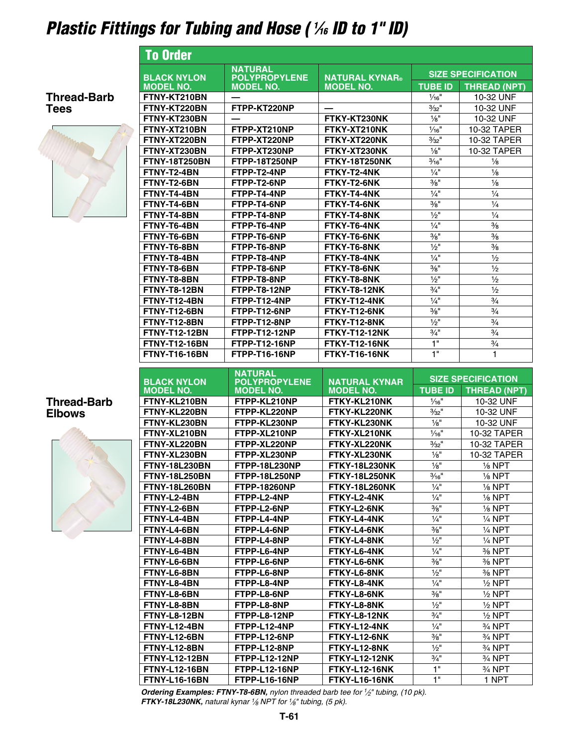# Plastic Fittings for Tubing and Hose (1⁄16 ID to 1" ID)

## To Order

### Thread-Barb Tees

| BLACK NYLON MODEL NO. | NATURAL POLYPROPYLENE MODEL NO. | NATURAL KYNAR® MODEL NO. | SIZE SPECIFICATION | |
|---|---|---|---|---|
| | | | TUBE ID | THREAD (NPT) |
| FTNY-KT210BN | — | | 1⁄16" | 10-32 UNF |
| FTNY-KT220BN | FTPP-KT220NP | — | 3⁄32" | 10-32 UNF |
| FTNY-KT230BN | — | FTKY-KT230NK | 1⁄8" | 10-32 UNF |
| FTNY-XT210BN | FTPP-XT210NP | FTKY-XT210NK | 1⁄16" | 10-32 TAPER |
| FTNY-XT220BN | FTPP-XT220NP | FTKY-XT220NK | 3⁄32" | 10-32 TAPER |
| FTNY-XT230BN | FTPP-XT230NP | FTKY-XT230NK | 1⁄8" | 10-32 TAPER |
| FTNY-18T250BN | FTPP-18T250NP | FTKY-18T250NK | 3⁄16" | 1⁄8 |
| FTNY-T2-4BN | FTPP-T2-4NP | FTKY-T2-4NK | 1⁄4" | 1⁄8 |
| FTNY-T2-6BN | FTPP-T2-6NP | FTKY-T2-6NK | 3⁄8" | 1⁄8 |
| FTNY-T4-4BN | FTPP-T4-4NP | FTKY-T4-4NK | 1⁄4" | 1⁄4 |
| FTNY-T4-6BN | FTPP-T4-6NP | FTKY-T4-6NK | 3⁄8" | 1⁄4 |
| FTNY-T4-8BN | FTPP-T4-8NP | FTKY-T4-8NK | 1⁄2" | 1⁄4 |
| FTNY-T6-4BN | FTPP-T6-4NP | FTKY-T6-4NK | 1⁄4" | 3⁄8 |
| FTNY-T6-6BN | FTPP-T6-6NP | FTKY-T6-6NK | 3⁄8" | 3⁄8 |
| FTNY-T6-8BN | FTPP-T6-8NP | FTKY-T6-8NK | 1⁄2" | 3⁄8 |
| FTNY-T8-4BN | FTPP-T8-4NP | FTKY-T8-4NK | 1⁄4" | 1⁄2 |
| FTNY-T8-6BN | FTPP-T8-6NP | FTKY-T8-6NK | 3⁄8" | 1⁄2 |
| FTNY-T8-8BN | FTPP-T8-8NP | FTKY-T8-8NK | 1⁄2" | 1⁄2 |
| FTNY-T8-12BN | FTPP-T8-12NP | FTKY-T8-12NK | 3⁄4" | 1⁄2 |
| FTNY-T12-4BN | FTPP-T12-4NP | FTKY-T12-4NK | 1⁄4" | 3⁄4 |
| FTNY-T12-6BN | FTPP-T12-6NP | FTKY-T12-6NK | 3⁄8" | 3⁄4 |
| FTNY-T12-8BN | FTPP-T12-8NP | FTKY-T12-8NK | 1⁄2" | 3⁄4 |
| FTNY-T12-12BN | FTPP-T12-12NP | FTKY-T12-12NK | 3⁄4" | 3⁄4 |
| FTNY-T12-16BN | FTPP-T12-16NP | FTKY-T12-16NK | 1" | 3⁄4 |
| FTNY-T16-16BN | FTPP-T16-16NP | FTKY-T16-16NK | 1" | 1 |

### Thread-Barb Elbows

| BLACK NYLON MODEL NO. | NATURAL POLYPROPYLENE MODEL NO. | NATURAL KYNAR MODEL NO. | SIZE SPECIFICATION | |
|---|---|---|---|---|
| | | | TUBE ID | THREAD (NPT) |
| FTNY-KL210BN | FTPP-KL210NP | FTKY-KL210NK | 1⁄16" | 10-32 UNF |
| FTNY-KL220BN | FTPP-KL220NP | FTKY-KL220NK | 3⁄32" | 10-32 UNF |
| FTNY-KL230BN | FTPP-KL230NP | FTKY-KL230NK | 1⁄8" | 10-32 UNF |
| FTNY-XL210BN | FTPP-XL210NP | FTKY-XL210NK | 1⁄16" | 10-32 TAPER |
| FTNY-XL220BN | FTPP-XL220NP | FTKY-XL220NK | 3⁄32" | 10-32 TAPER |
| FTNY-XL230BN | FTPP-XL230NP | FTKY-XL230NK | 1⁄8" | 10-32 TAPER |
| FTNY-18L230BN | FTPP-18L230NP | FTKY-18L230NK | 1⁄8" | 1⁄8 NPT |
| FTNY-18L250BN | FTPP-18L250NP | FTKY-18L250NK | 3⁄16" | 1⁄8 NPT |
| FTNY-18L260BN | FTPP-18260NP | FTKY-18L260NK | 1⁄4" | 1⁄8 NPT |
| FTNY-L2-4BN | FTPP-L2-4NP | FTKY-L2-4NK | 1⁄4" | 1⁄8 NPT |
| FTNY-L2-6BN | FTPP-L2-6NP | FTKY-L2-6NK | 3⁄8" | 1⁄8 NPT |
| FTNY-L4-4BN | FTPP-L4-4NP | FTKY-L4-4NK | 1⁄4" | 1⁄4 NPT |
| FTNY-L4-6BN | FTPP-L4-6NP | FTKY-L4-6NK | 3⁄8" | 1⁄4 NPT |
| FTNY-L4-8BN | FTPP-L4-8NP | FTKY-L4-8NK | 1⁄2" | 1⁄4 NPT |
| FTNY-L6-4BN | FTPP-L6-4NP | FTKY-L6-4NK | 1⁄4" | 3⁄8 NPT |
| FTNY-L6-6BN | FTPP-L6-6NP | FTKY-L6-6NK | 3⁄8" | 3⁄8 NPT |
| FTNY-L6-8BN | FTPP-L6-8NP | FTKY-L6-8NK | 1⁄2" | 3⁄8 NPT |
| FTNY-L8-4BN | FTPP-L8-4NP | FTKY-L8-4NK | 1⁄4" | 1⁄2 NPT |
| FTNY-L8-6BN | FTPP-L8-6NP | FTKY-L8-6NK | 3⁄8" | 1⁄2 NPT |
| FTNY-L8-8BN | FTPP-L8-8NP | FTKY-L8-8NK | 1⁄2" | 1⁄2 NPT |
| FTNY-L8-12BN | FTPP-L8-12NP | FTKY-L8-12NK | 3⁄4" | 1⁄2 NPT |
| FTNY-L12-4BN | FTPP-L12-4NP | FTKY-L12-4NK | 1⁄4" | 3⁄4 NPT |
| FTNY-L12-6BN | FTPP-L12-6NP | FTKY-L12-6NK | 3⁄8" | 3⁄4 NPT |
| FTNY-L12-8BN | FTPP-L12-8NP | FTKY-L12-8NK | 1⁄2" | 3⁄4 NPT |
| FTNY-L12-12BN | FTPP-L12-12NP | FTKY-L12-12NK | 3⁄4" | 3⁄4 NPT |
| FTNY-L12-16BN | FTPP-L12-16NP | FTKY-L12-16NK | 1" | 3⁄4 NPT |
| FTNY-L16-16BN | FTPP-L16-16NP | FTKY-L16-16NK | 1" | 1 NPT |

*Ordering Examples:* ***FTNY-T8-6BN,*** *nylon threaded barb tee for 1⁄2" tubing, (10 pk).*
***FTKY-18L230NK,*** *natural kynar 1⁄8 NPT for 1⁄8" tubing, (5 pk).*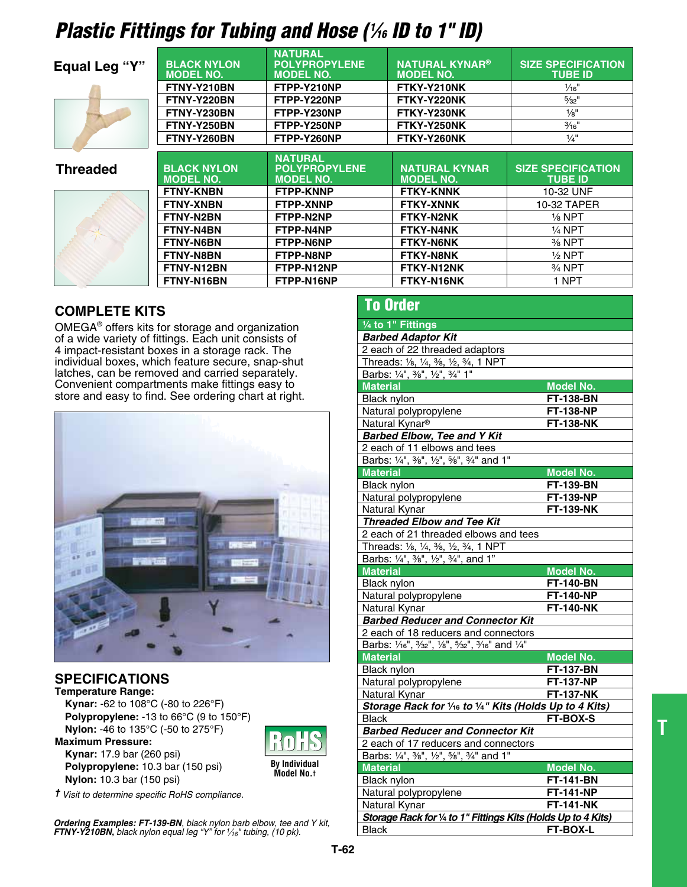# Plastic Fittings for Tubing and Hose (1⁄16 ID to 1" ID)

## Equal Leg "Y"

| BLACK NYLON MODEL NO. | NATURAL POLYPROPYLENE MODEL NO. | NATURAL KYNAR® MODEL NO. | SIZE SPECIFICATION TUBE ID |
|---|---|---|---|
| FTNY-Y210BN | FTPP-Y210NP | FTKY-Y210NK | 1⁄16" |
| FTNY-Y220BN | FTPP-Y220NP | FTKY-Y220NK | 5⁄32" |
| FTNY-Y230BN | FTPP-Y230NP | FTKY-Y230NK | 1⁄8" |
| FTNY-Y250BN | FTPP-Y250NP | FTKY-Y250NK | 3⁄16" |
| FTNY-Y260BN | FTPP-Y260NP | FTKY-Y260NK | 1⁄4" |

## Threaded

| BLACK NYLON MODEL NO. | NATURAL POLYPROPYLENE MODEL NO. | NATURAL KYNAR MODEL NO. | SIZE SPECIFICATION TUBE ID |
|---|---|---|---|
| FTNY-KNBN | FTPP-KNNP | FTKY-KNNK | 10-32 UNF |
| FTNY-XNBN | FTPP-XNNP | FTKY-XNNK | 10-32 TAPER |
| FTNY-N2BN | FTPP-N2NP | FTKY-N2NK | 1⁄8 NPT |
| FTNY-N4BN | FTPP-N4NP | FTKY-N4NK | 1⁄4 NPT |
| FTNY-N6BN | FTPP-N6NP | FTKY-N6NK | 3⁄8 NPT |
| FTNY-N8BN | FTPP-N8NP | FTKY-N8NK | 1⁄2 NPT |
| FTNY-N12BN | FTPP-N12NP | FTKY-N12NK | 3⁄4 NPT |
| FTNY-N16BN | FTPP-N16NP | FTKY-N16NK | 1 NPT |

## COMPLETE KITS

OMEGA® offers kits for storage and organization of a wide variety of fittings. Each unit consists of 4 impact-resistant boxes in a storage rack. The individual boxes, which feature secure, snap-shut latches, can be removed and carried separately. Convenient compartments make fittings easy to store and easy to find. See ordering chart at right.

## SPECIFICATIONS

**Temperature Range:**
- **Kynar:** -62 to 108°C (-80 to 226°F)
- **Polypropylene:** -13 to 66°C (9 to 150°F)
- **Nylon:** -46 to 135°C (-50 to 275°F)

**Maximum Pressure:**
- **Kynar:** 17.9 bar (260 psi)
- **Polypropylene:** 10.3 bar (150 psi)
- **Nylon:** 10.3 bar (150 psi)

RoHS By Individual Model No.†

† *Visit to determine specific RoHS compliance.*

## To Order

| 1⁄4 to 1" Fittings | |
|---|---|
| ***Barbed Adaptor Kit*** | |
| 2 each of 22 threaded adaptors | |
| Threads: 1⁄8, 1⁄4, 3⁄8, 1⁄2, 3⁄4, 1 NPT | |
| Barbs: 1⁄4", 3⁄8", 1⁄2", 3⁄4" 1" | |
| **Material** | **Model No.** |
| Black nylon | **FT-138-BN** |
| Natural polypropylene | **FT-138-NP** |
| Natural Kynar® | **FT-138-NK** |
| ***Barbed Elbow, Tee and Y Kit*** | |
| 2 each of 11 elbows and tees | |
| Barbs: 1⁄4", 3⁄8", 1⁄2", 5⁄8", 3⁄4" and 1" | |
| **Material** | **Model No.** |
| Black nylon | **FT-139-BN** |
| Natural polypropylene | **FT-139-NP** |
| Natural Kynar | **FT-139-NK** |
| ***Threaded Elbow and Tee Kit*** | |
| 2 each of 21 threaded elbows and tees | |
| Threads: 1⁄8, 1⁄4, 3⁄8, 1⁄2, 3⁄4, 1 NPT | |
| Barbs: 1⁄4", 3⁄8", 1⁄2", 3⁄4", and 1" | |
| **Material** | **Model No.** |
| Black nylon | **FT-140-BN** |
| Natural polypropylene | **FT-140-NP** |
| Natural Kynar | **FT-140-NK** |
| ***Barbed Reducer and Connector Kit*** | |
| 2 each of 18 reducers and connectors | |
| Barbs: 1⁄16", 3⁄32", 1⁄8", 5⁄32", 3⁄16" and 1⁄4" | |
| **Material** | **Model No.** |
| Black nylon | **FT-137-BN** |
| Natural polypropylene | **FT-137-NP** |
| Natural Kynar | **FT-137-NK** |
| ***Storage Rack for 1⁄16 to 1⁄4" Kits (Holds Up to 4 Kits)*** | |
| Black | **FT-BOX-S** |
| ***Barbed Reducer and Connector Kit*** | |
| 2 each of 17 reducers and connectors | |
| Barbs: 1⁄4", 3⁄8", 1⁄2", 5⁄8", 3⁄4" and 1" | |
| **Material** | **Model No.** |
| Black nylon | **FT-141-BN** |
| Natural polypropylene | **FT-141-NP** |
| Natural Kynar | **FT-141-NK** |
| ***Storage Rack for 1⁄4 to 1" Fittings Kits (Holds Up to 4 Kits)*** | |
| Black | **FT-BOX-L** |

***Ordering Examples: FT-139-BN**, black nylon barb elbow, tee and Y kit, **FTNY-Y210BN**, black nylon equal leg "Y" for 1⁄16" tubing, (10 pk).*